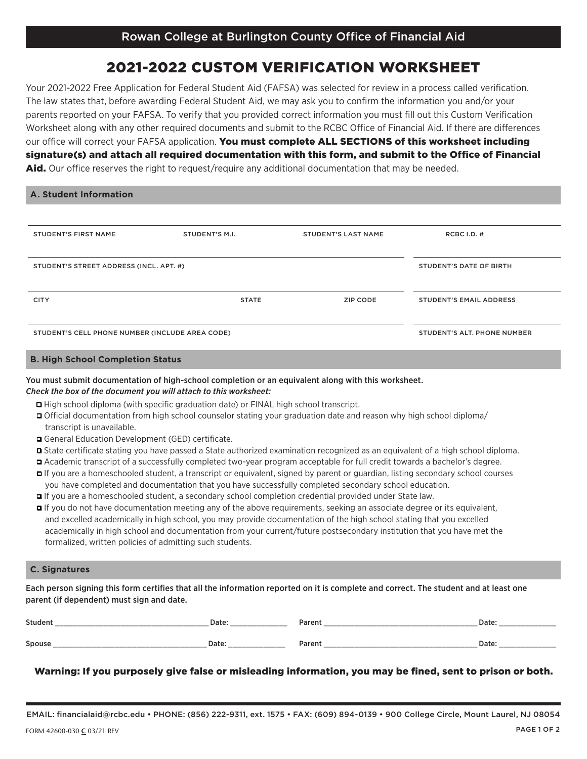Rowan College at Burlington County Office of Financial Aid

# 2021-2022 CUSTOM VERIFICATION WORKSHEET

Your 2021-2022 Free Application for Federal Student Aid (FAFSA) was selected for review in a process called verification. The law states that, before awarding Federal Student Aid, we may ask you to confirm the information you and/or your parents reported on your FAFSA. To verify that you provided correct information you must fill out this Custom Verification Worksheet along with any other required documents and submit to the RCBC Office of Financial Aid. If there are differences our office will correct your FAFSA application. **You must complete ALL SECTIONS of this worksheet including signature(s) and attach all required documentation with this form, and submit to the Office of Financial Aid.** Our office reserves the right to request/require any additional documentation that may be needed.

## A. Student Information

| STUDENT'S FIRST NAME | STUDENT'S M.I. | STUDENT'S LAST NAME | RCBC I.D. # |
|---|---|---|---|
| | | | |

| STUDENT'S STREET ADDRESS (INCL. APT. #) | STUDENT'S DATE OF BIRTH |
|---|---|
| | |

| CITY | STATE | ZIP CODE | STUDENT'S EMAIL ADDRESS |
|---|---|---|---|
| | | | |

| STUDENT'S CELL PHONE NUMBER (INCLUDE AREA CODE) | STUDENT'S ALT. PHONE NUMBER |
|---|---|
| | |

## B. High School Completion Status

You must submit documentation of high-school completion or an equivalent along with this worksheet.
*Check the box of the document you will attach to this worksheet:*

- ☐ High school diploma (with specific graduation date) or FINAL high school transcript.
- ☐ Official documentation from high school counselor stating your graduation date and reason why high school diploma/ transcript is unavailable.
- ☐ General Education Development (GED) certificate.
- ☐ State certificate stating you have passed a State authorized examination recognized as an equivalent of a high school diploma.
- ☐ Academic transcript of a successfully completed two-year program acceptable for full credit towards a bachelor's degree.
- ☐ If you are a homeschooled student, a transcript or equivalent, signed by parent or guardian, listing secondary school courses you have completed and documentation that you have successfully completed secondary school education.
- ☐ If you are a homeschooled student, a secondary school completion credential provided under State law.
- ☐ If you do not have documentation meeting any of the above requirements, seeking an associate degree or its equivalent, and excelled academically in high school, you may provide documentation of the high school stating that you excelled academically in high school and documentation from your current/future postsecondary institution that you have met the formalized, written policies of admitting such students.

## C. Signatures

Each person signing this form certifies that all the information reported on it is complete and correct. The student and at least one parent (if dependent) must sign and date.

Student ______________________________ Date: ____________ Parent ______________________________ Date: ____________

Spouse ______________________________ Date: ____________ Parent ______________________________ Date: ____________

**Warning: If you purposely give false or misleading information, you may be fined, sent to prison or both.**

EMAIL: financialaid@rcbc.edu • PHONE: (856) 222-9311, ext. 1575 • FAX: (609) 894-0139 • 900 College Circle, Mount Laurel, NJ 08054

FORM 42600-030 C 03/21 REV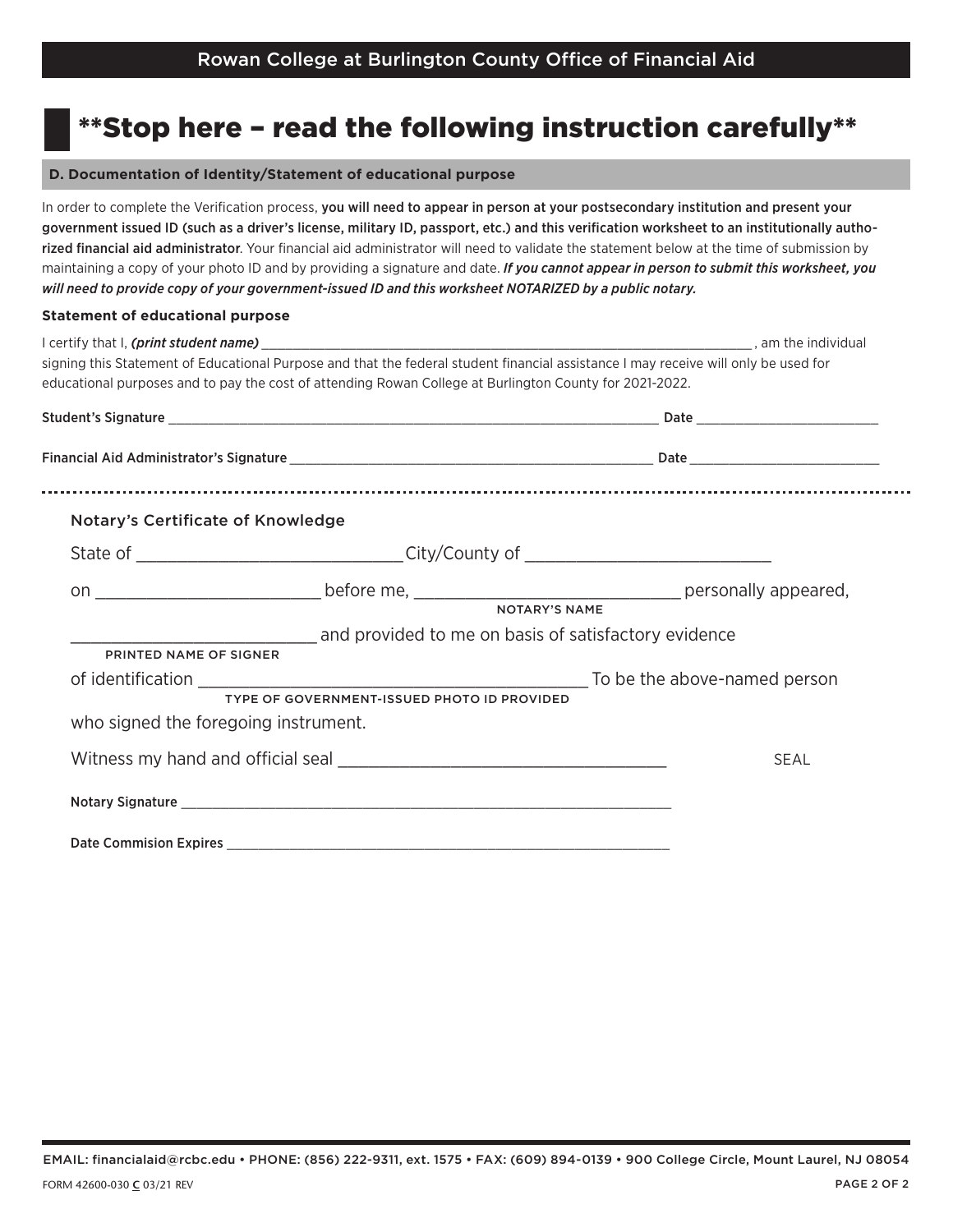**Stop here – read the following instruction carefully**

### D. Documentation of Identity/Statement of educational purpose

In order to complete the Verification process, **you will need to appear in person at your postsecondary institution and present your government issued ID (such as a driver's license, military ID, passport, etc.) and this verification worksheet to an institutionally authorized financial aid administrator**. Your financial aid administrator will need to validate the statement below at the time of submission by maintaining a copy of your photo ID and by providing a signature and date. ***If you cannot appear in person to submit this worksheet, you will need to provide copy of your government-issued ID and this worksheet NOTARIZED by a public notary.***

**Statement of educational purpose**

I certify that I, ***(print student name)*** ______________________________________________________________________ , am the individual signing this Statement of Educational Purpose and that the federal student financial assistance I may receive will only be used for educational purposes and to pay the cost of attending Rowan College at Burlington County for 2021-2022.

**Student's Signature** ______________________________________________________________________ **Date** ________________________

**Financial Aid Administrator's Signature** ____________________________________________________ **Date** __________________________

---

Notary's Certificate of Knowledge

State of ____________________________ City/County of __________________________

on ________________________ before me, _____________________________ personally appeared,
NOTARY'S NAME

___________________________ and provided to me on basis of satisfactory evidence
PRINTED NAME OF SIGNER

of identification __________________________________________ To be the above-named person
TYPE OF GOVERNMENT-ISSUED PHOTO ID PROVIDED

who signed the foregoing instrument.

Witness my hand and official seal ____________________________________ SEAL

**Notary Signature** ______________________________________________________________

**Date Commision Expires** ________________________________________________________

EMAIL: financialaid@rcbc.edu • PHONE: (856) 222-9311, ext. 1575 • FAX: (609) 894-0139 • 900 College Circle, Mount Laurel, NJ 08054

FORM 42600-030 C 03/21 REV